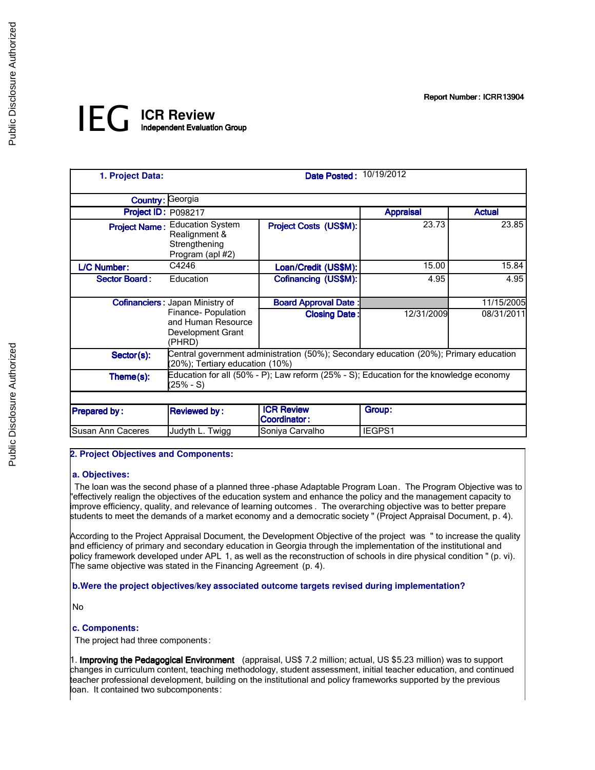Report Number: ICRR13904

# IEG ICR Review
Independent Evaluation Group

| 1. Project Data: | | Date Posted: | 10/19/2012 | |
|---|---|---|---|---|
| Country: | Georgia | | | |
| Project ID: | P098217 | | Appraisal | Actual |
| Project Name: | Education System Realignment & Strengthening Program (apl #2) | Project Costs (US$M): | 23.73 | 23.85 |
| L/C Number: | C4246 | Loan/Credit (US$M): | 15.00 | 15.84 |
| Sector Board: | Education | Cofinancing (US$M): | 4.95 | 4.95 |
| Cofinanciers: | Japan Ministry of Finance- Population and Human Resource Development Grant (PHRD) | Board Approval Date: | | 11/15/2005 |
| | | Closing Date: | 12/31/2009 | 08/31/2011 |
| Sector(s): | Central government administration (50%); Secondary education (20%); Primary education (20%); Tertiary education (10%) | | | |
| Theme(s): | Education for all (50% - P); Law reform (25% - S); Education for the knowledge economy (25% - S) | | | |
| Prepared by: | Reviewed by: | ICR Review Coordinator: | Group: | |
| Susan Ann Caceres | Judyth L. Twigg | Soniya Carvalho | IEGPS1 | |

## 2. Project Objectives and Components:

### a. Objectives:

The loan was the second phase of a planned three-phase Adaptable Program Loan. The Program Objective was to "effectively realign the objectives of the education system and enhance the policy and the management capacity to improve efficiency, quality, and relevance of learning outcomes. The overarching objective was to better prepare students to meet the demands of a market economy and a democratic society" (Project Appraisal Document, p. 4).

According to the Project Appraisal Document, the Development Objective of the project was "to increase the quality and efficiency of primary and secondary education in Georgia through the implementation of the institutional and policy framework developed under APL 1, as well as the reconstruction of schools in dire physical condition" (p. vi). The same objective was stated in the Financing Agreement (p. 4).

### b. Were the project objectives/key associated outcome targets revised during implementation?

No

### c. Components:

The project had three components:

1. **Improving the Pedagogical Environment** (appraisal, US$ 7.2 million; actual, US $5.23 million) was to support changes in curriculum content, teaching methodology, student assessment, initial teacher education, and continued teacher professional development, building on the institutional and policy frameworks supported by the previous loan. It contained two subcomponents: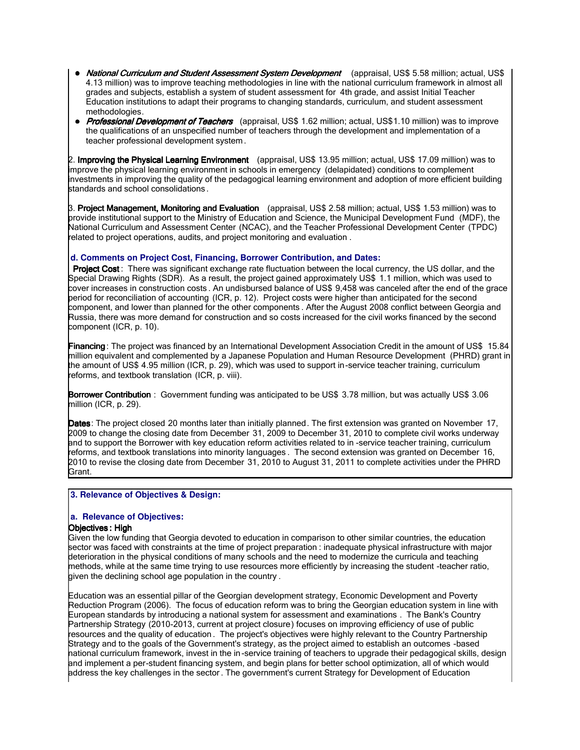- *National Curriculum and Student Assessment System Development* (appraisal, US$ 5.58 million; actual, US$ 4.13 million) was to improve teaching methodologies in line with the national curriculum framework in almost all grades and subjects, establish a system of student assessment for 4th grade, and assist Initial Teacher Education institutions to adapt their programs to changing standards, curriculum, and student assessment methodologies.
- *Professional Development of Teachers* (appraisal, US$ 1.62 million; actual, US$1.10 million) was to improve the qualifications of an unspecified number of teachers through the development and implementation of a teacher professional development system.

2. **Improving the Physical Learning Environment** (appraisal, US$ 13.95 million; actual, US$ 17.09 million) was to improve the physical learning environment in schools in emergency (delapidated) conditions to complement investments in improving the quality of the pedagogical learning environment and adoption of more efficient building standards and school consolidations.

3. **Project Management, Monitoring and Evaluation** (appraisal, US$ 2.58 million; actual, US$ 1.53 million) was to provide institutional support to the Ministry of Education and Science, the Municipal Development Fund (MDF), the National Curriculum and Assessment Center (NCAC), and the Teacher Professional Development Center (TPDC) related to project operations, audits, and project monitoring and evaluation.

**d. Comments on Project Cost, Financing, Borrower Contribution, and Dates:**

**Project Cost**: There was significant exchange rate fluctuation between the local currency, the US dollar, and the Special Drawing Rights (SDR). As a result, the project gained approximately US$ 1.1 million, which was used to cover increases in construction costs. An undisbursed balance of US$ 9,458 was canceled after the end of the grace period for reconciliation of accounting (ICR, p. 12). Project costs were higher than anticipated for the second component, and lower than planned for the other components. After the August 2008 conflict between Georgia and Russia, there was more demand for construction and so costs increased for the civil works financed by the second component (ICR, p. 10).

**Financing**: The project was financed by an International Development Association Credit in the amount of US$ 15.84 million equivalent and complemented by a Japanese Population and Human Resource Development (PHRD) grant in the amount of US$ 4.95 million (ICR, p. 29), which was used to support in-service teacher training, curriculum reforms, and textbook translation (ICR, p. viii).

**Borrower Contribution**: Government funding was anticipated to be US$ 3.78 million, but was actually US$ 3.06 million (ICR, p. 29).

**Dates**: The project closed 20 months later than initially planned. The first extension was granted on November 17, 2009 to change the closing date from December 31, 2009 to December 31, 2010 to complete civil works underway and to support the Borrower with key education reform activities related to in-service teacher training, curriculum reforms, and textbook translations into minority languages. The second extension was granted on December 16, 2010 to revise the closing date from December 31, 2010 to August 31, 2011 to complete activities under the PHRD Grant.

## 3. Relevance of Objectives & Design:

**a. Relevance of Objectives:**

**Objectives: High**

Given the low funding that Georgia devoted to education in comparison to other similar countries, the education sector was faced with constraints at the time of project preparation: inadequate physical infrastructure with major deterioration in the physical conditions of many schools and the need to modernize the curricula and teaching methods, while at the same time trying to use resources more efficiently by increasing the student-teacher ratio, given the declining school age population in the country.

Education was an essential pillar of the Georgian development strategy, Economic Development and Poverty Reduction Program (2006). The focus of education reform was to bring the Georgian education system in line with European standards by introducing a national system for assessment and examinations. The Bank's Country Partnership Strategy (2010-2013, current at project closure) focuses on improving efficiency of use of public resources and the quality of education. The project's objectives were highly relevant to the Country Partnership Strategy and to the goals of the Government's strategy, as the project aimed to establish an outcomes-based national curriculum framework, invest in the in-service training of teachers to upgrade their pedagogical skills, design and implement a per-student financing system, and begin plans for better school optimization, all of which would address the key challenges in the sector. The government's current Strategy for Development of Education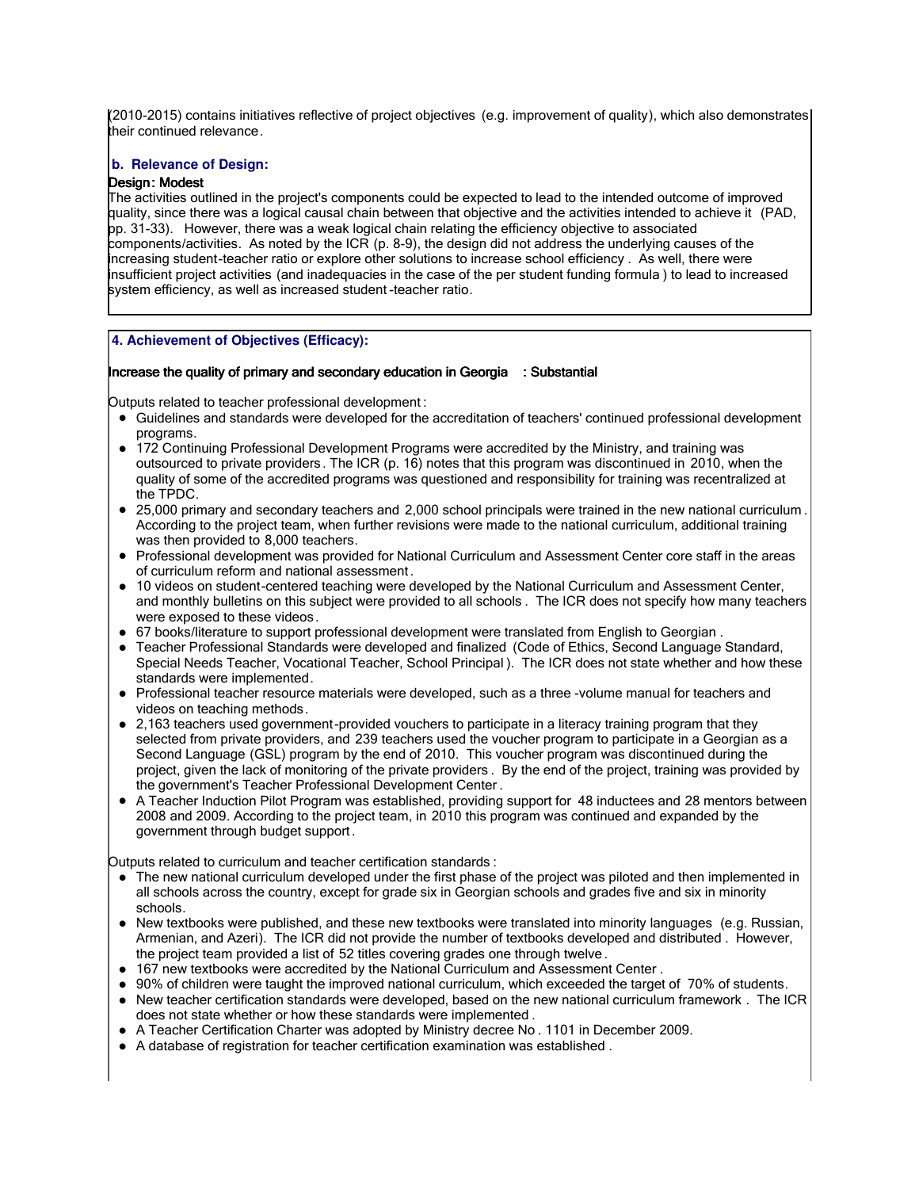(2010-2015) contains initiatives reflective of project objectives (e.g. improvement of quality), which also demonstrates their continued relevance.

### b. Relevance of Design:

**Design: Modest**

The activities outlined in the project's components could be expected to lead to the intended outcome of improved quality, since there was a logical causal chain between that objective and the activities intended to achieve it (PAD, pp. 31-33). However, there was a weak logical chain relating the efficiency objective to associated components/activities. As noted by the ICR (p. 8-9), the design did not address the underlying causes of the increasing student-teacher ratio or explore other solutions to increase school efficiency. As well, there were insufficient project activities (and inadequacies in the case of the per student funding formula) to lead to increased system efficiency, as well as increased student-teacher ratio.

### 4. Achievement of Objectives (Efficacy):

**Increase the quality of primary and secondary education in Georgia : Substantial**

Outputs related to teacher professional development:

- Guidelines and standards were developed for the accreditation of teachers' continued professional development programs.
- 172 Continuing Professional Development Programs were accredited by the Ministry, and training was outsourced to private providers. The ICR (p. 16) notes that this program was discontinued in 2010, when the quality of some of the accredited programs was questioned and responsibility for training was recentralized at the TPDC.
- 25,000 primary and secondary teachers and 2,000 school principals were trained in the new national curriculum. According to the project team, when further revisions were made to the national curriculum, additional training was then provided to 8,000 teachers.
- Professional development was provided for National Curriculum and Assessment Center core staff in the areas of curriculum reform and national assessment.
- 10 videos on student-centered teaching were developed by the National Curriculum and Assessment Center, and monthly bulletins on this subject were provided to all schools. The ICR does not specify how many teachers were exposed to these videos.
- 67 books/literature to support professional development were translated from English to Georgian.
- Teacher Professional Standards were developed and finalized (Code of Ethics, Second Language Standard, Special Needs Teacher, Vocational Teacher, School Principal). The ICR does not state whether and how these standards were implemented.
- Professional teacher resource materials were developed, such as a three-volume manual for teachers and videos on teaching methods.
- 2,163 teachers used government-provided vouchers to participate in a literacy training program that they selected from private providers, and 239 teachers used the voucher program to participate in a Georgian as a Second Language (GSL) program by the end of 2010. This voucher program was discontinued during the project, given the lack of monitoring of the private providers. By the end of the project, training was provided by the government's Teacher Professional Development Center.
- A Teacher Induction Pilot Program was established, providing support for 48 inductees and 28 mentors between 2008 and 2009. According to the project team, in 2010 this program was continued and expanded by the government through budget support.

Outputs related to curriculum and teacher certification standards:

- The new national curriculum developed under the first phase of the project was piloted and then implemented in all schools across the country, except for grade six in Georgian schools and grades five and six in minority schools.
- New textbooks were published, and these new textbooks were translated into minority languages (e.g. Russian, Armenian, and Azeri). The ICR did not provide the number of textbooks developed and distributed. However, the project team provided a list of 52 titles covering grades one through twelve.
- 167 new textbooks were accredited by the National Curriculum and Assessment Center.
- 90% of children were taught the improved national curriculum, which exceeded the target of 70% of students.
- New teacher certification standards were developed, based on the new national curriculum framework. The ICR does not state whether or how these standards were implemented.
- A Teacher Certification Charter was adopted by Ministry decree No. 1101 in December 2009.
- A database of registration for teacher certification examination was established.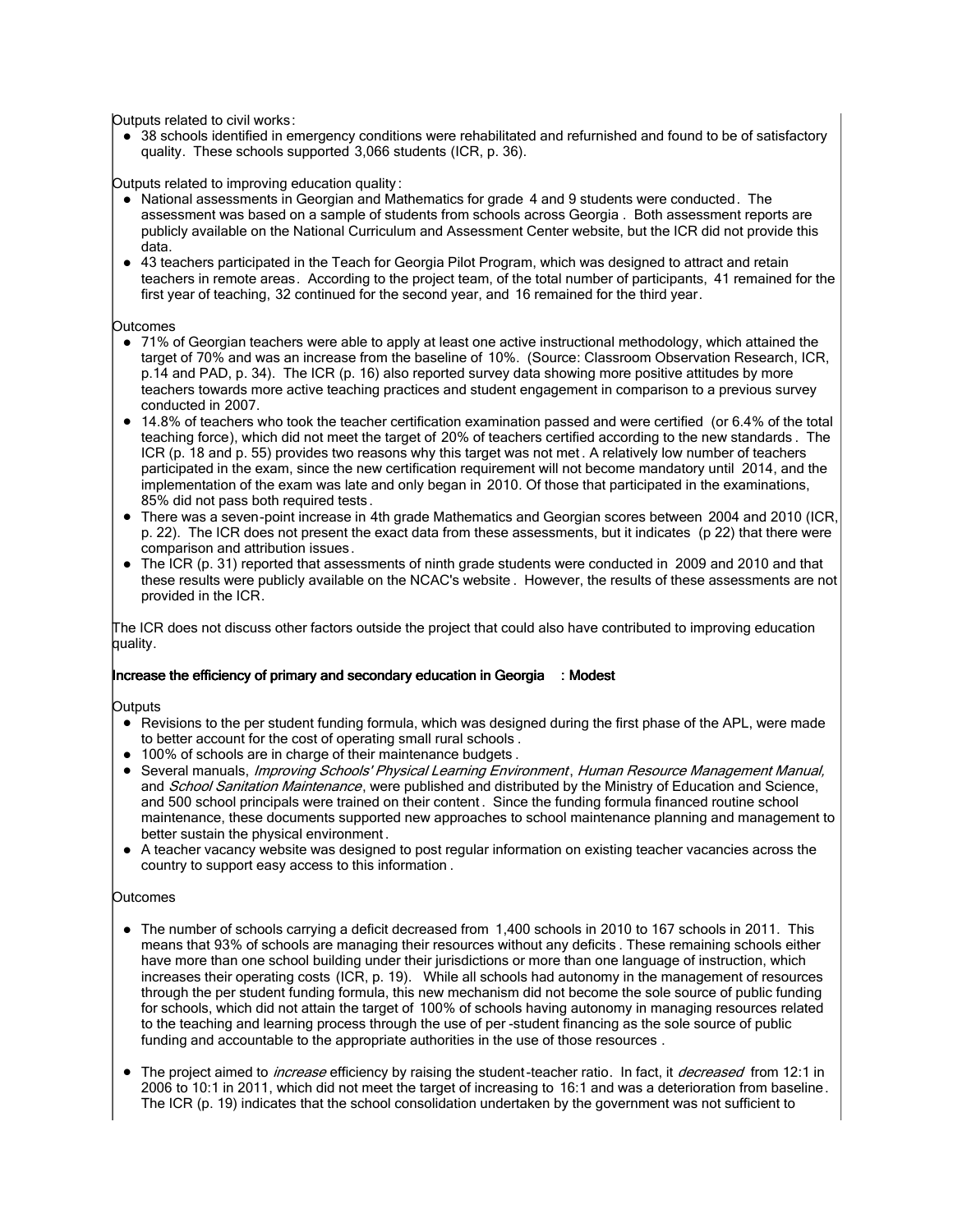Outputs related to civil works:

- 38 schools identified in emergency conditions were rehabilitated and refurnished and found to be of satisfactory quality. These schools supported 3,066 students (ICR, p. 36).

Outputs related to improving education quality:

- National assessments in Georgian and Mathematics for grade 4 and 9 students were conducted. The assessment was based on a sample of students from schools across Georgia. Both assessment reports are publicly available on the National Curriculum and Assessment Center website, but the ICR did not provide this data.
- 43 teachers participated in the Teach for Georgia Pilot Program, which was designed to attract and retain teachers in remote areas. According to the project team, of the total number of participants, 41 remained for the first year of teaching, 32 continued for the second year, and 16 remained for the third year.

Outcomes

- 71% of Georgian teachers were able to apply at least one active instructional methodology, which attained the target of 70% and was an increase from the baseline of 10%. (Source: Classroom Observation Research, ICR, p.14 and PAD, p. 34). The ICR (p. 16) also reported survey data showing more positive attitudes by more teachers towards more active teaching practices and student engagement in comparison to a previous survey conducted in 2007.
- 14.8% of teachers who took the teacher certification examination passed and were certified (or 6.4% of the total teaching force), which did not meet the target of 20% of teachers certified according to the new standards. The ICR (p. 18 and p. 55) provides two reasons why this target was not met. A relatively low number of teachers participated in the exam, since the new certification requirement will not become mandatory until 2014, and the implementation of the exam was late and only began in 2010. Of those that participated in the examinations, 85% did not pass both required tests.
- There was a seven-point increase in 4th grade Mathematics and Georgian scores between 2004 and 2010 (ICR, p. 22). The ICR does not present the exact data from these assessments, but it indicates (p 22) that there were comparison and attribution issues.
- The ICR (p. 31) reported that assessments of ninth grade students were conducted in 2009 and 2010 and that these results were publicly available on the NCAC's website. However, the results of these assessments are not provided in the ICR.

The ICR does not discuss other factors outside the project that could also have contributed to improving education quality.

**Increase the efficiency of primary and secondary education in Georgia : Modest**

Outputs

- Revisions to the per student funding formula, which was designed during the first phase of the APL, were made to better account for the cost of operating small rural schools.
- 100% of schools are in charge of their maintenance budgets.
- Several manuals, *Improving Schools' Physical Learning Environment*, *Human Resource Management Manual,* and *School Sanitation Maintenance*, were published and distributed by the Ministry of Education and Science, and 500 school principals were trained on their content. Since the funding formula financed routine school maintenance, these documents supported new approaches to school maintenance planning and management to better sustain the physical environment.
- A teacher vacancy website was designed to post regular information on existing teacher vacancies across the country to support easy access to this information.

Outcomes

- The number of schools carrying a deficit decreased from 1,400 schools in 2010 to 167 schools in 2011. This means that 93% of schools are managing their resources without any deficits. These remaining schools either have more than one school building under their jurisdictions or more than one language of instruction, which increases their operating costs (ICR, p. 19). While all schools had autonomy in the management of resources through the per student funding formula, this new mechanism did not become the sole source of public funding for schools, which did not attain the target of 100% of schools having autonomy in managing resources related to the teaching and learning process through the use of per-student financing as the sole source of public funding and accountable to the appropriate authorities in the use of those resources.

- The project aimed to *increase* efficiency by raising the student-teacher ratio. In fact, it *decreased* from 12:1 in 2006 to 10:1 in 2011, which did not meet the target of increasing to 16:1 and was a deterioration from baseline. The ICR (p. 19) indicates that the school consolidation undertaken by the government was not sufficient to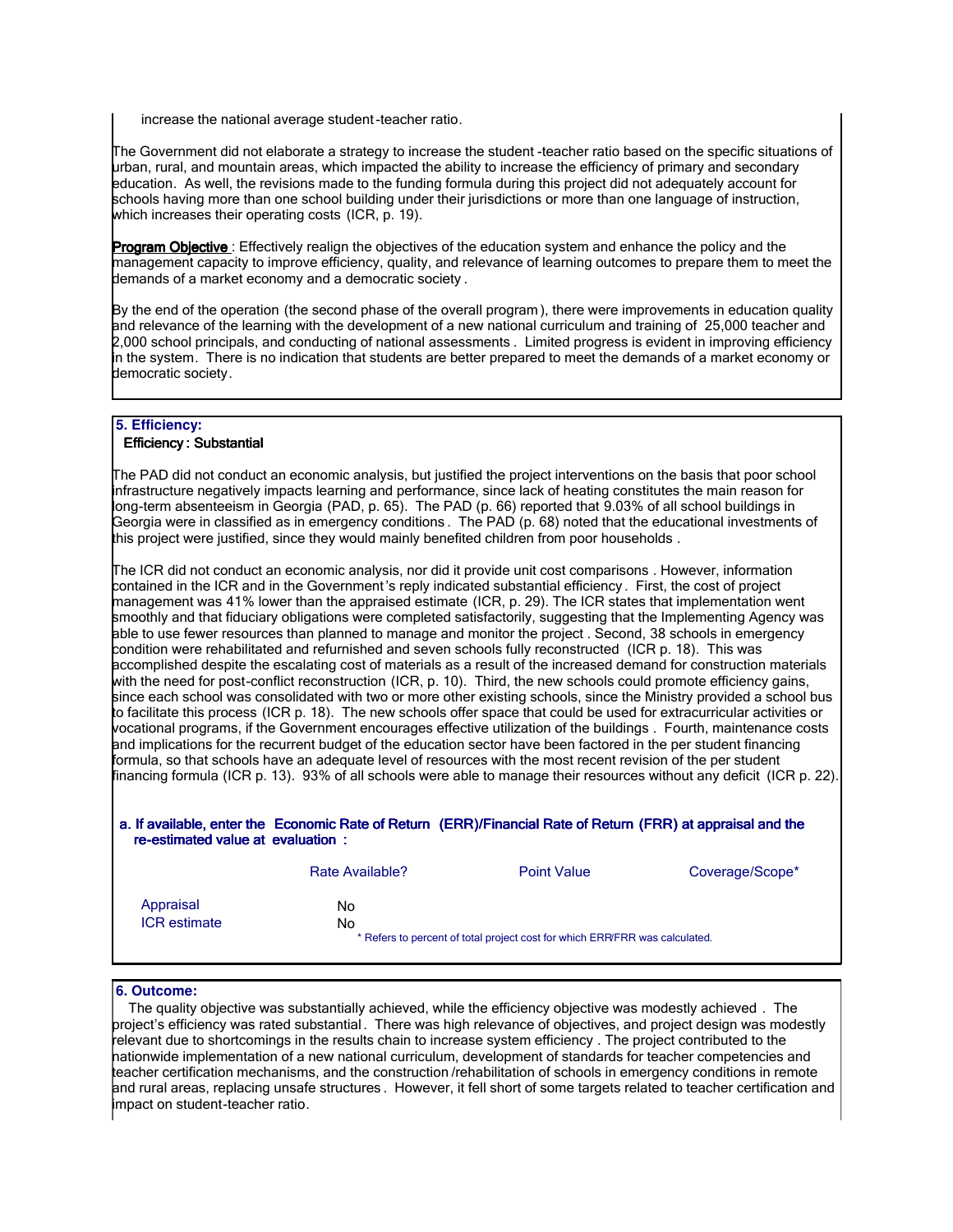increase the national average student-teacher ratio.

The Government did not elaborate a strategy to increase the student -teacher ratio based on the specific situations of urban, rural, and mountain areas, which impacted the ability to increase the efficiency of primary and secondary education. As well, the revisions made to the funding formula during this project did not adequately account for schools having more than one school building under their jurisdictions or more than one language of instruction, which increases their operating costs (ICR, p. 19).

**Program Objective** : Effectively realign the objectives of the education system and enhance the policy and the management capacity to improve efficiency, quality, and relevance of learning outcomes to prepare them to meet the demands of a market economy and a democratic society .

By the end of the operation (the second phase of the overall program ), there were improvements in education quality and relevance of the learning with the development of a new national curriculum and training of 25,000 teacher and 2,000 school principals, and conducting of national assessments . Limited progress is evident in improving efficiency in the system. There is no indication that students are better prepared to meet the demands of a market economy or democratic society.

### 5. Efficiency:

**Efficiency : Substantial**

The PAD did not conduct an economic analysis, but justified the project interventions on the basis that poor school infrastructure negatively impacts learning and performance, since lack of heating constitutes the main reason for long-term absenteeism in Georgia (PAD, p. 65). The PAD (p. 66) reported that 9.03% of all school buildings in Georgia were in classified as in emergency conditions . The PAD (p. 68) noted that the educational investments of this project were justified, since they would mainly benefited children from poor households .

The ICR did not conduct an economic analysis, nor did it provide unit cost comparisons . However, information contained in the ICR and in the Government's reply indicated substantial efficiency . First, the cost of project management was 41% lower than the appraised estimate (ICR, p. 29). The ICR states that implementation went smoothly and that fiduciary obligations were completed satisfactorily, suggesting that the Implementing Agency was able to use fewer resources than planned to manage and monitor the project . Second, 38 schools in emergency condition were rehabilitated and refurnished and seven schools fully reconstructed (ICR p. 18). This was accomplished despite the escalating cost of materials as a result of the increased demand for construction materials with the need for post-conflict reconstruction (ICR, p. 10). Third, the new schools could promote efficiency gains, since each school was consolidated with two or more other existing schools, since the Ministry provided a school bus to facilitate this process (ICR p. 18). The new schools offer space that could be used for extracurricular activities or vocational programs, if the Government encourages effective utilization of the buildings . Fourth, maintenance costs and implications for the recurrent budget of the education sector have been factored in the per student financing formula, so that schools have an adequate level of resources with the most recent revision of the per student financing formula (ICR p. 13). 93% of all schools were able to manage their resources without any deficit (ICR p. 22).

**a. If available, enter the Economic Rate of Return (ERR)/Financial Rate of Return (FRR) at appraisal and the re-estimated value at evaluation :**

| | Rate Available? | Point Value | Coverage/Scope* |
|---|---|---|---|
| Appraisal | No | | |
| ICR estimate | No | | |

* Refers to percent of total project cost for which ERR/FRR was calculated.

### 6. Outcome:

The quality objective was substantially achieved, while the efficiency objective was modestly achieved . The project's efficiency was rated substantial. There was high relevance of objectives, and project design was modestly relevant due to shortcomings in the results chain to increase system efficiency . The project contributed to the nationwide implementation of a new national curriculum, development of standards for teacher competencies and teacher certification mechanisms, and the construction /rehabilitation of schools in emergency conditions in remote and rural areas, replacing unsafe structures . However, it fell short of some targets related to teacher certification and impact on student-teacher ratio.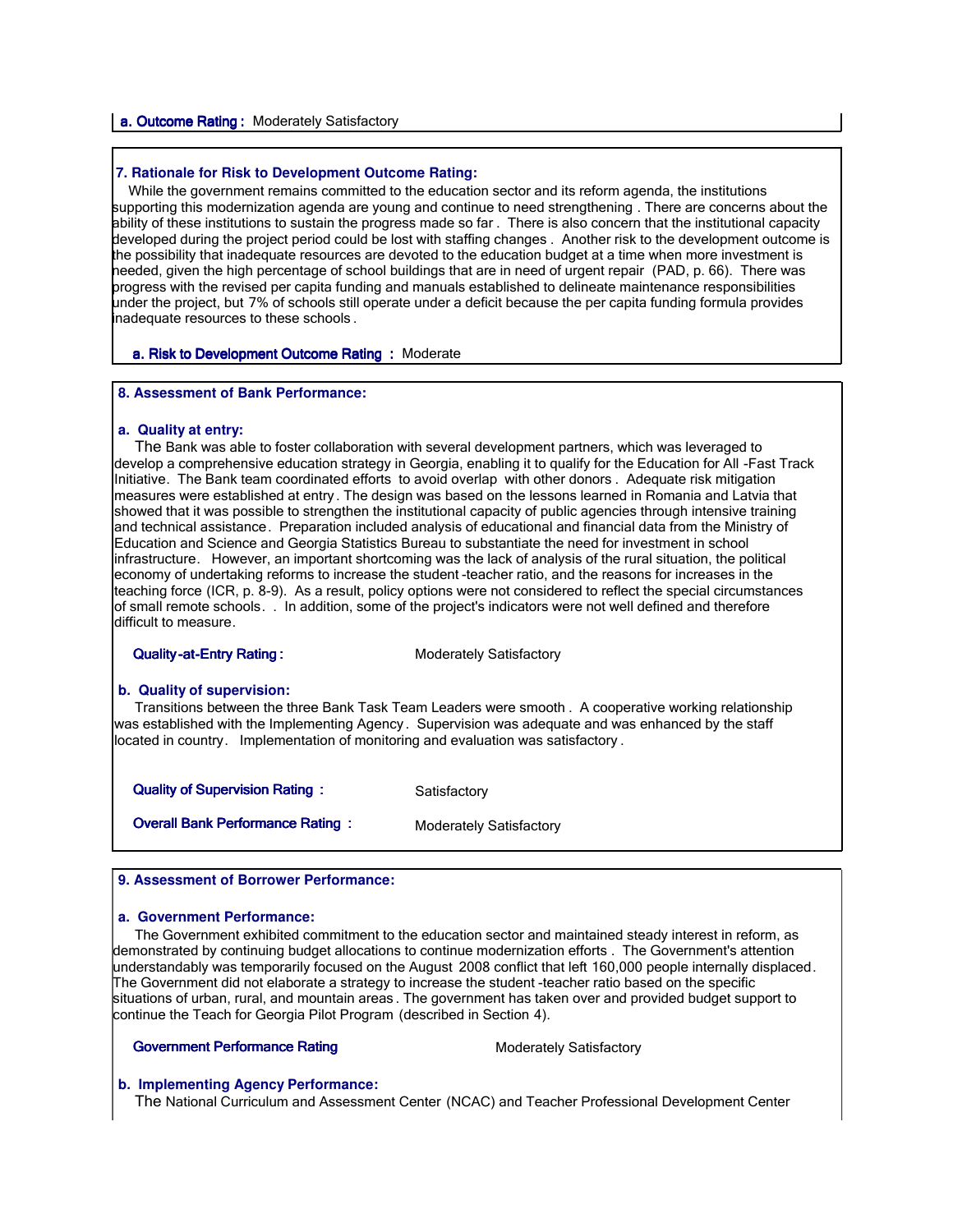**a. Outcome Rating :** Moderately Satisfactory

### 7. Rationale for Risk to Development Outcome Rating:

While the government remains committed to the education sector and its reform agenda, the institutions supporting this modernization agenda are young and continue to need strengthening . There are concerns about the ability of these institutions to sustain the progress made so far . There is also concern that the institutional capacity developed during the project period could be lost with staffing changes . Another risk to the development outcome is the possibility that inadequate resources are devoted to the education budget at a time when more investment is needed, given the high percentage of school buildings that are in need of urgent repair (PAD, p. 66). There was progress with the revised per capita funding and manuals established to delineate maintenance responsibilities under the project, but 7% of schools still operate under a deficit because the per capita funding formula provides inadequate resources to these schools .

**a. Risk to Development Outcome Rating :** Moderate

### 8. Assessment of Bank Performance:

**a. Quality at entry:**

The Bank was able to foster collaboration with several development partners, which was leveraged to develop a comprehensive education strategy in Georgia, enabling it to qualify for the Education for All -Fast Track Initiative. The Bank team coordinated efforts to avoid overlap with other donors . Adequate risk mitigation measures were established at entry . The design was based on the lessons learned in Romania and Latvia that showed that it was possible to strengthen the institutional capacity of public agencies through intensive training and technical assistance. Preparation included analysis of educational and financial data from the Ministry of Education and Science and Georgia Statistics Bureau to substantiate the need for investment in school infrastructure. However, an important shortcoming was the lack of analysis of the rural situation, the political economy of undertaking reforms to increase the student -teacher ratio, and the reasons for increases in the teaching force (ICR, p. 8-9). As a result, policy options were not considered to reflect the special circumstances of small remote schools. . In addition, some of the project's indicators were not well defined and therefore difficult to measure.

**Quality-at-Entry Rating :** Moderately Satisfactory

**b. Quality of supervision:**

Transitions between the three Bank Task Team Leaders were smooth . A cooperative working relationship was established with the Implementing Agency . Supervision was adequate and was enhanced by the staff located in country. Implementation of monitoring and evaluation was satisfactory .

**Quality of Supervision Rating :** Satisfactory

**Overall Bank Performance Rating :** Moderately Satisfactory

### 9. Assessment of Borrower Performance:

**a. Government Performance:**

The Government exhibited commitment to the education sector and maintained steady interest in reform, as demonstrated by continuing budget allocations to continue modernization efforts . The Government's attention understandably was temporarily focused on the August 2008 conflict that left 160,000 people internally displaced. The Government did not elaborate a strategy to increase the student -teacher ratio based on the specific situations of urban, rural, and mountain areas . The government has taken over and provided budget support to continue the Teach for Georgia Pilot Program (described in Section 4).

**Government Performance Rating** Moderately Satisfactory

**b. Implementing Agency Performance:**

The National Curriculum and Assessment Center (NCAC) and Teacher Professional Development Center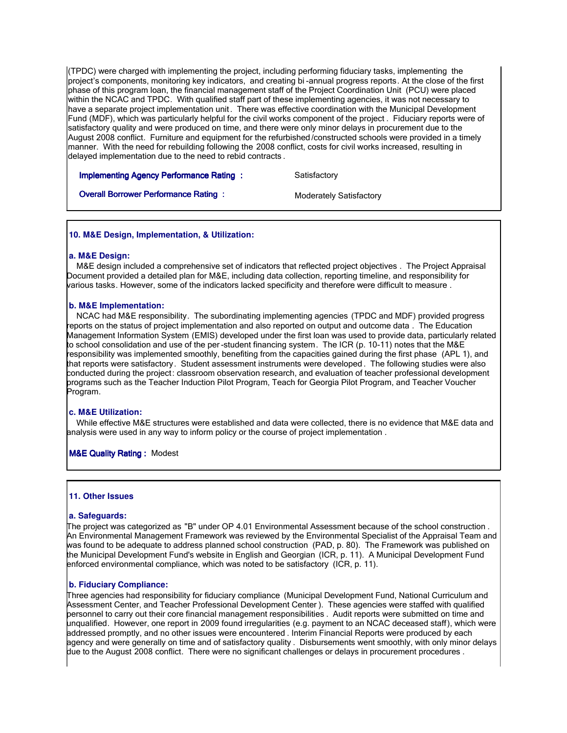(TPDC) were charged with implementing the project, including performing fiduciary tasks, implementing the project's components, monitoring key indicators, and creating bi-annual progress reports. At the close of the first phase of this program loan, the financial management staff of the Project Coordination Unit (PCU) were placed within the NCAC and TPDC. With qualified staff part of these implementing agencies, it was not necessary to have a separate project implementation unit. There was effective coordination with the Municipal Development Fund (MDF), which was particularly helpful for the civil works component of the project. Fiduciary reports were of satisfactory quality and were produced on time, and there were only minor delays in procurement due to the August 2008 conflict. Furniture and equipment for the refurbished/constructed schools were provided in a timely manner. With the need for rebuilding following the 2008 conflict, costs for civil works increased, resulting in delayed implementation due to the need to rebid contracts.

**Implementing Agency Performance Rating :** Satisfactory

**Overall Borrower Performance Rating :** Moderately Satisfactory

## 10. M&E Design, Implementation, & Utilization:

### a. M&E Design:

M&E design included a comprehensive set of indicators that reflected project objectives. The Project Appraisal Document provided a detailed plan for M&E, including data collection, reporting timeline, and responsibility for various tasks. However, some of the indicators lacked specificity and therefore were difficult to measure.

### b. M&E Implementation:

NCAC had M&E responsibility. The subordinating implementing agencies (TPDC and MDF) provided progress reports on the status of project implementation and also reported on output and outcome data. The Education Management Information System (EMIS) developed under the first loan was used to provide data, particularly related to school consolidation and use of the per-student financing system. The ICR (p. 10-11) notes that the M&E responsibility was implemented smoothly, benefiting from the capacities gained during the first phase (APL 1), and that reports were satisfactory. Student assessment instruments were developed. The following studies were also conducted during the project: classroom observation research, and evaluation of teacher professional development programs such as the Teacher Induction Pilot Program, Teach for Georgia Pilot Program, and Teacher Voucher Program.

### c. M&E Utilization:

While effective M&E structures were established and data were collected, there is no evidence that M&E data and analysis were used in any way to inform policy or the course of project implementation.

**M&E Quality Rating :** Modest

## 11. Other Issues

### a. Safeguards:

The project was categorized as "B" under OP 4.01 Environmental Assessment because of the school construction. An Environmental Management Framework was reviewed by the Environmental Specialist of the Appraisal Team and was found to be adequate to address planned school construction (PAD, p. 80). The Framework was published on the Municipal Development Fund's website in English and Georgian (ICR, p. 11). A Municipal Development Fund enforced environmental compliance, which was noted to be satisfactory (ICR, p. 11).

### b. Fiduciary Compliance:

Three agencies had responsibility for fiduciary compliance (Municipal Development Fund, National Curriculum and Assessment Center, and Teacher Professional Development Center). These agencies were staffed with qualified personnel to carry out their core financial management responsibilities. Audit reports were submitted on time and unqualified. However, one report in 2009 found irregularities (e.g. payment to an NCAC deceased staff), which were addressed promptly, and no other issues were encountered. Interim Financial Reports were produced by each agency and were generally on time and of satisfactory quality. Disbursements went smoothly, with only minor delays due to the August 2008 conflict. There were no significant challenges or delays in procurement procedures.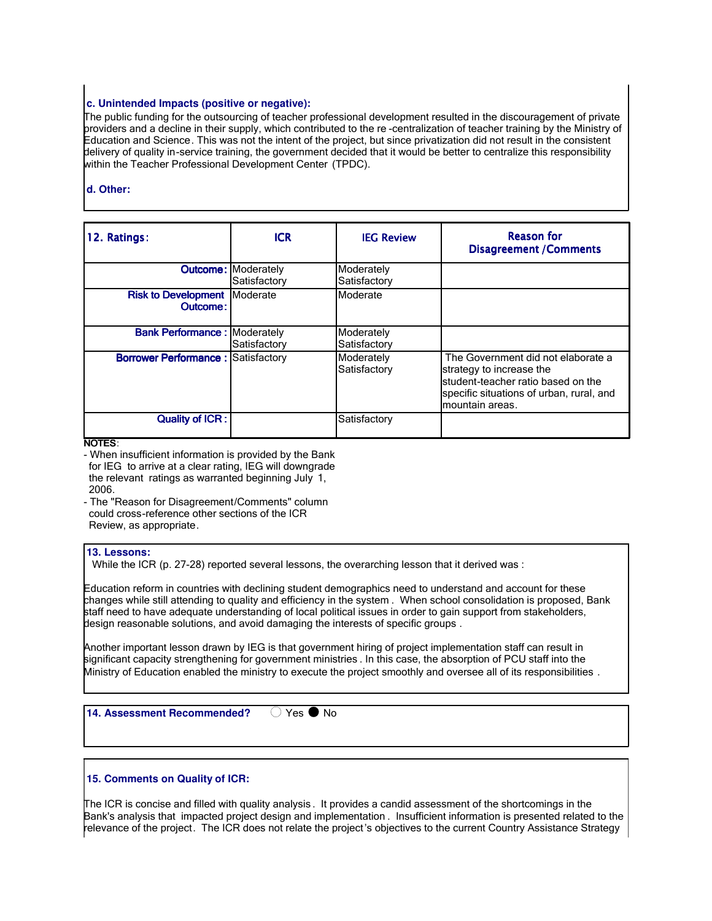### c. Unintended Impacts (positive or negative):

The public funding for the outsourcing of teacher professional development resulted in the discouragement of private providers and a decline in their supply, which contributed to the re -centralization of teacher training by the Ministry of Education and Science. This was not the intent of the project, but since privatization did not result in the consistent delivery of quality in-service training, the government decided that it would be better to centralize this responsibility within the Teacher Professional Development Center (TPDC).

### d. Other:

| 12. Ratings: | ICR | IEG Review | Reason for Disagreement /Comments |
|---|---|---|---|
| Outcome: | Moderately Satisfactory | Moderately Satisfactory | |
| Risk to Development Outcome: | Moderate | Moderate | |
| Bank Performance : | Moderately Satisfactory | Moderately Satisfactory | |
| Borrower Performance : | Satisfactory | Moderately Satisfactory | The Government did not elaborate a strategy to increase the student-teacher ratio based on the specific situations of urban, rural, and mountain areas. |
| Quality of ICR : | | Satisfactory | |

**NOTES**:
- When insufficient information is provided by the Bank for IEG to arrive at a clear rating, IEG will downgrade the relevant ratings as warranted beginning July 1, 2006.
- The "Reason for Disagreement/Comments" column could cross-reference other sections of the ICR Review, as appropriate.

### 13. Lessons:

While the ICR (p. 27-28) reported several lessons, the overarching lesson that it derived was :

Education reform in countries with declining student demographics need to understand and account for these changes while still attending to quality and efficiency in the system . When school consolidation is proposed, Bank staff need to have adequate understanding of local political issues in order to gain support from stakeholders, design reasonable solutions, and avoid damaging the interests of specific groups .

Another important lesson drawn by IEG is that government hiring of project implementation staff can result in significant capacity strengthening for government ministries . In this case, the absorption of PCU staff into the Ministry of Education enabled the ministry to execute the project smoothly and oversee all of its responsibilities .

### 14. Assessment Recommended?

○ Yes ● No

### 15. Comments on Quality of ICR:

The ICR is concise and filled with quality analysis . It provides a candid assessment of the shortcomings in the Bank's analysis that impacted project design and implementation . Insufficient information is presented related to the relevance of the project. The ICR does not relate the project's objectives to the current Country Assistance Strategy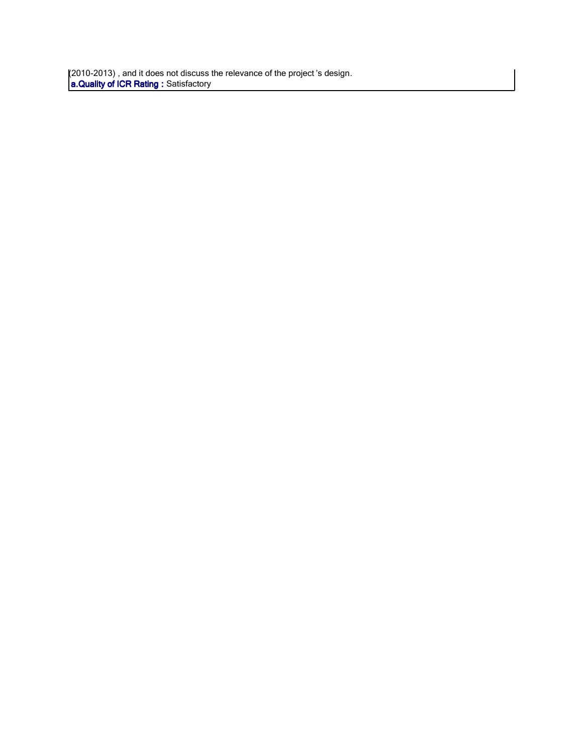(2010-2013) , and it does not discuss the relevance of the project's design.

**a.Quality of ICR Rating :** Satisfactory